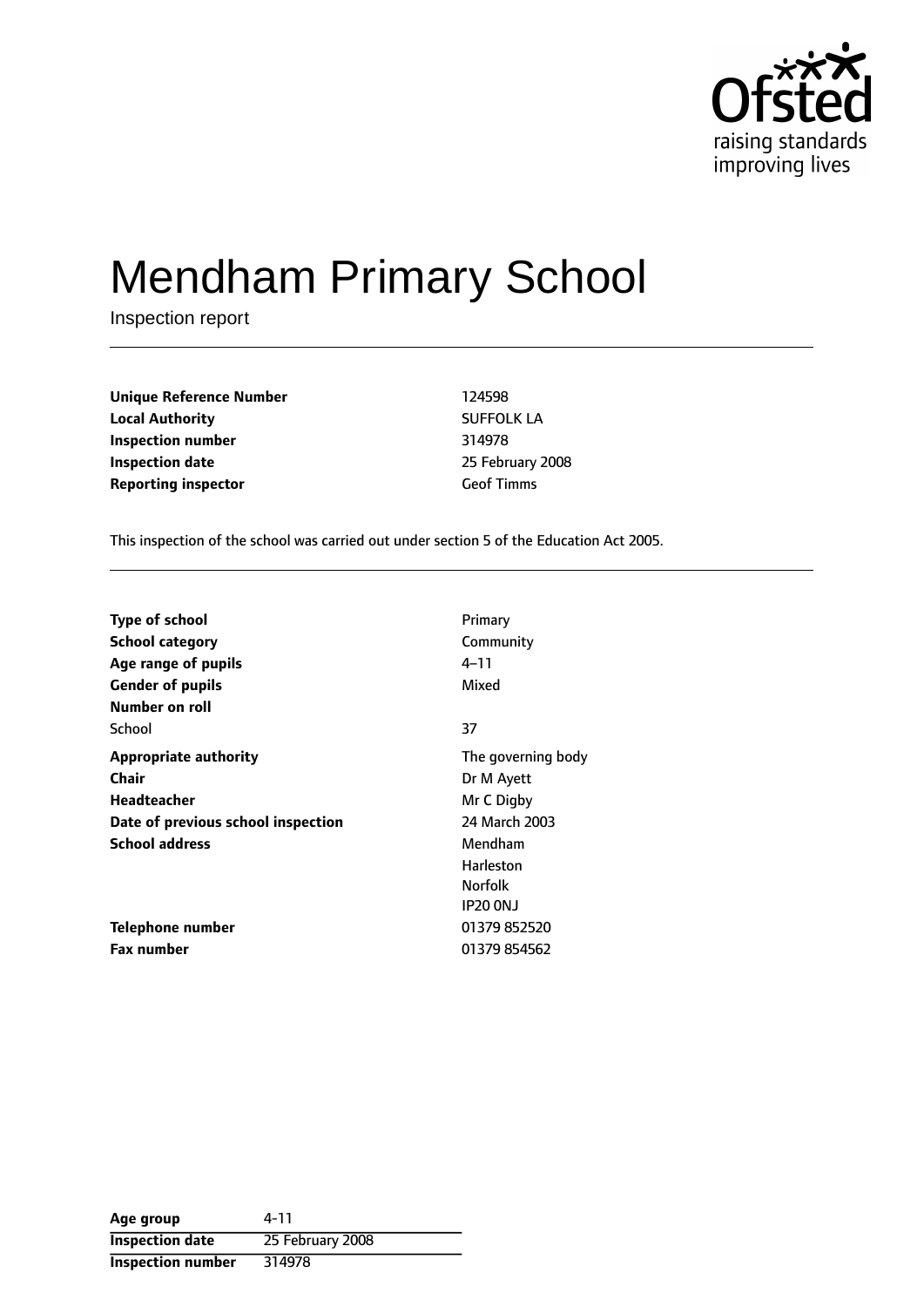# Mendham Primary School

Inspection report

| | |
|---|---|
| **Unique Reference Number** | 124598 |
| **Local Authority** | SUFFOLK LA |
| **Inspection number** | 314978 |
| **Inspection date** | 25 February 2008 |
| **Reporting inspector** | Geof Timms |

This inspection of the school was carried out under section 5 of the Education Act 2005.

| | |
|---|---|
| **Type of school** | Primary |
| **School category** | Community |
| **Age range of pupils** | 4–11 |
| **Gender of pupils** | Mixed |
| **Number on roll** | |
| School | 37 |
| **Appropriate authority** | The governing body |
| **Chair** | Dr M Ayett |
| **Headteacher** | Mr C Digby |
| **Date of previous school inspection** | 24 March 2003 |
| **School address** | Mendham<br>Harleston<br>Norfolk<br>IP20 0NJ |
| **Telephone number** | 01379 852520 |
| **Fax number** | 01379 854562 |

| | |
|---|---|
| **Age group** | 4-11 |
| **Inspection date** | 25 February 2008 |
| **Inspection number** | 314978 |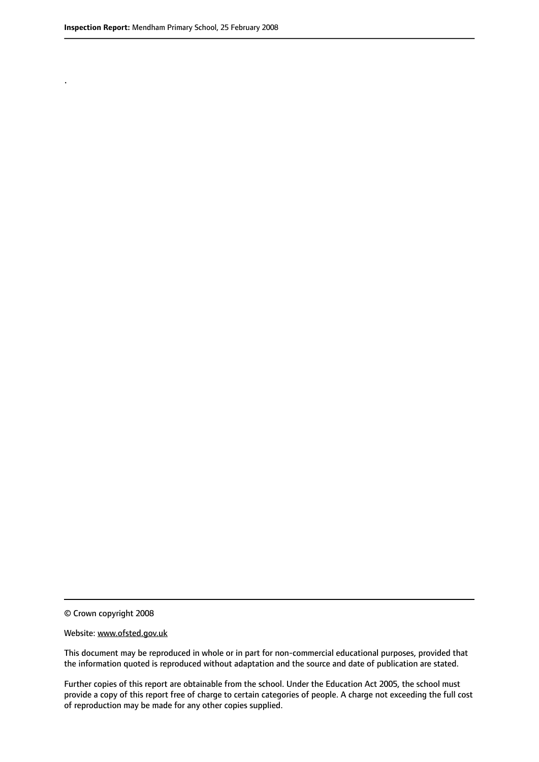.

© Crown copyright 2008

Website: www.ofsted.gov.uk

This document may be reproduced in whole or in part for non-commercial educational purposes, provided that the information quoted is reproduced without adaptation and the source and date of publication are stated.

Further copies of this report are obtainable from the school. Under the Education Act 2005, the school must provide a copy of this report free of charge to certain categories of people. A charge not exceeding the full cost of reproduction may be made for any other copies supplied.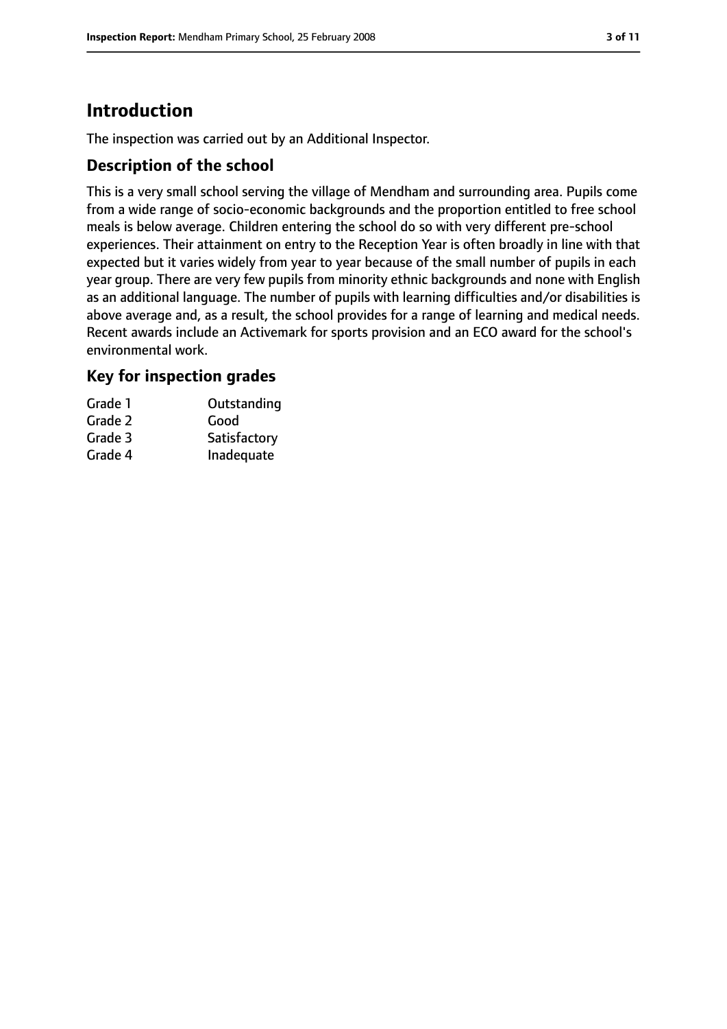# Introduction

The inspection was carried out by an Additional Inspector.

## Description of the school

This is a very small school serving the village of Mendham and surrounding area. Pupils come from a wide range of socio-economic backgrounds and the proportion entitled to free school meals is below average. Children entering the school do so with very different pre-school experiences. Their attainment on entry to the Reception Year is often broadly in line with that expected but it varies widely from year to year because of the small number of pupils in each year group. There are very few pupils from minority ethnic backgrounds and none with English as an additional language. The number of pupils with learning difficulties and/or disabilities is above average and, as a result, the school provides for a range of learning and medical needs. Recent awards include an Activemark for sports provision and an ECO award for the school's environmental work.

## Key for inspection grades

| | |
|---|---|
| Grade 1 | Outstanding |
| Grade 2 | Good |
| Grade 3 | Satisfactory |
| Grade 4 | Inadequate |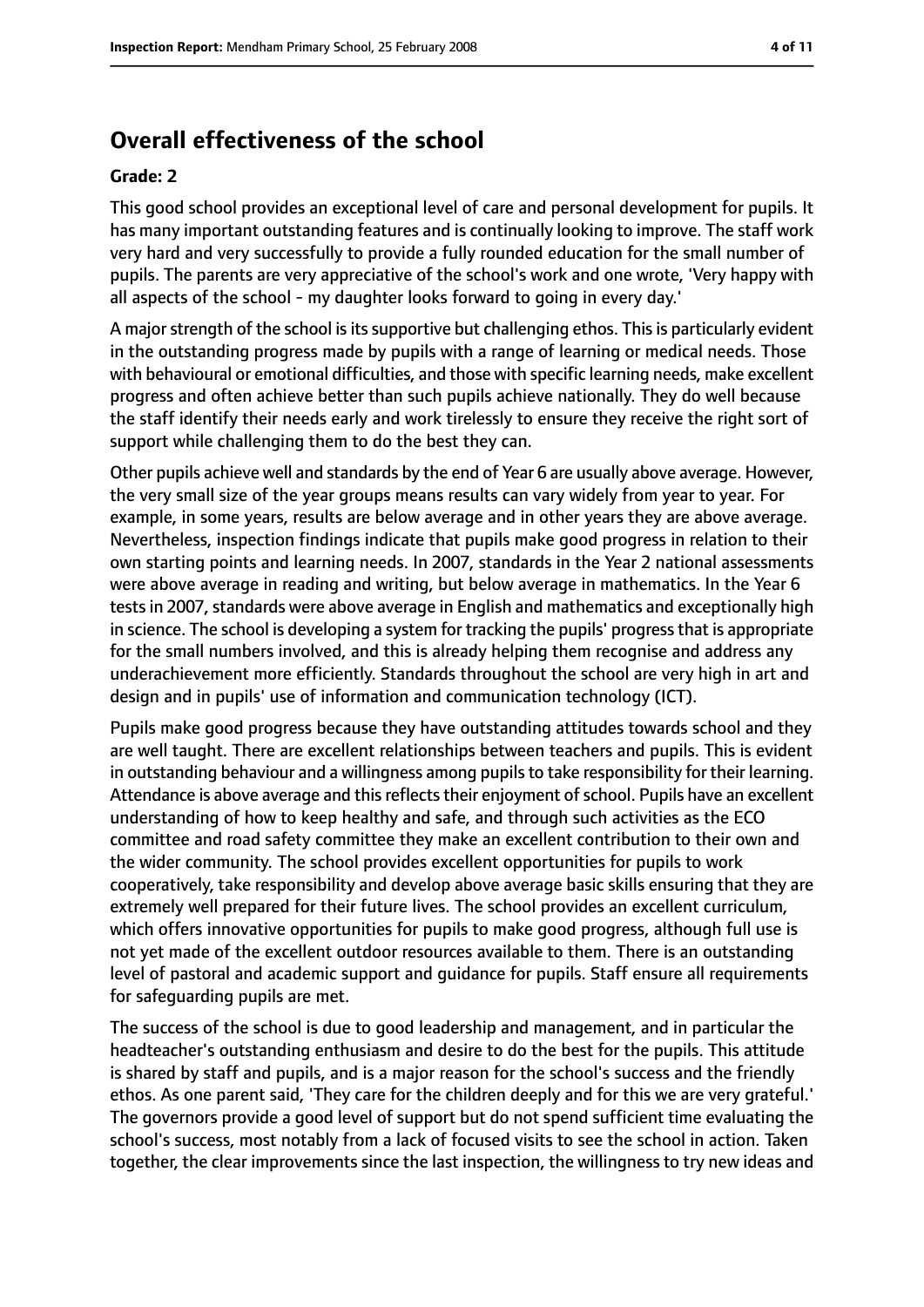## Overall effectiveness of the school

**Grade: 2**

This good school provides an exceptional level of care and personal development for pupils. It has many important outstanding features and is continually looking to improve. The staff work very hard and very successfully to provide a fully rounded education for the small number of pupils. The parents are very appreciative of the school's work and one wrote, 'Very happy with all aspects of the school - my daughter looks forward to going in every day.'

A major strength of the school is its supportive but challenging ethos. This is particularly evident in the outstanding progress made by pupils with a range of learning or medical needs. Those with behavioural or emotional difficulties, and those with specific learning needs, make excellent progress and often achieve better than such pupils achieve nationally. They do well because the staff identify their needs early and work tirelessly to ensure they receive the right sort of support while challenging them to do the best they can.

Other pupils achieve well and standards by the end of Year 6 are usually above average. However, the very small size of the year groups means results can vary widely from year to year. For example, in some years, results are below average and in other years they are above average. Nevertheless, inspection findings indicate that pupils make good progress in relation to their own starting points and learning needs. In 2007, standards in the Year 2 national assessments were above average in reading and writing, but below average in mathematics. In the Year 6 tests in 2007, standards were above average in English and mathematics and exceptionally high in science. The school is developing a system for tracking the pupils' progress that is appropriate for the small numbers involved, and this is already helping them recognise and address any underachievement more efficiently. Standards throughout the school are very high in art and design and in pupils' use of information and communication technology (ICT).

Pupils make good progress because they have outstanding attitudes towards school and they are well taught. There are excellent relationships between teachers and pupils. This is evident in outstanding behaviour and a willingness among pupils to take responsibility for their learning. Attendance is above average and this reflects their enjoyment of school. Pupils have an excellent understanding of how to keep healthy and safe, and through such activities as the ECO committee and road safety committee they make an excellent contribution to their own and the wider community. The school provides excellent opportunities for pupils to work cooperatively, take responsibility and develop above average basic skills ensuring that they are extremely well prepared for their future lives. The school provides an excellent curriculum, which offers innovative opportunities for pupils to make good progress, although full use is not yet made of the excellent outdoor resources available to them. There is an outstanding level of pastoral and academic support and guidance for pupils. Staff ensure all requirements for safeguarding pupils are met.

The success of the school is due to good leadership and management, and in particular the headteacher's outstanding enthusiasm and desire to do the best for the pupils. This attitude is shared by staff and pupils, and is a major reason for the school's success and the friendly ethos. As one parent said, 'They care for the children deeply and for this we are very grateful.' The governors provide a good level of support but do not spend sufficient time evaluating the school's success, most notably from a lack of focused visits to see the school in action. Taken together, the clear improvements since the last inspection, the willingness to try new ideas and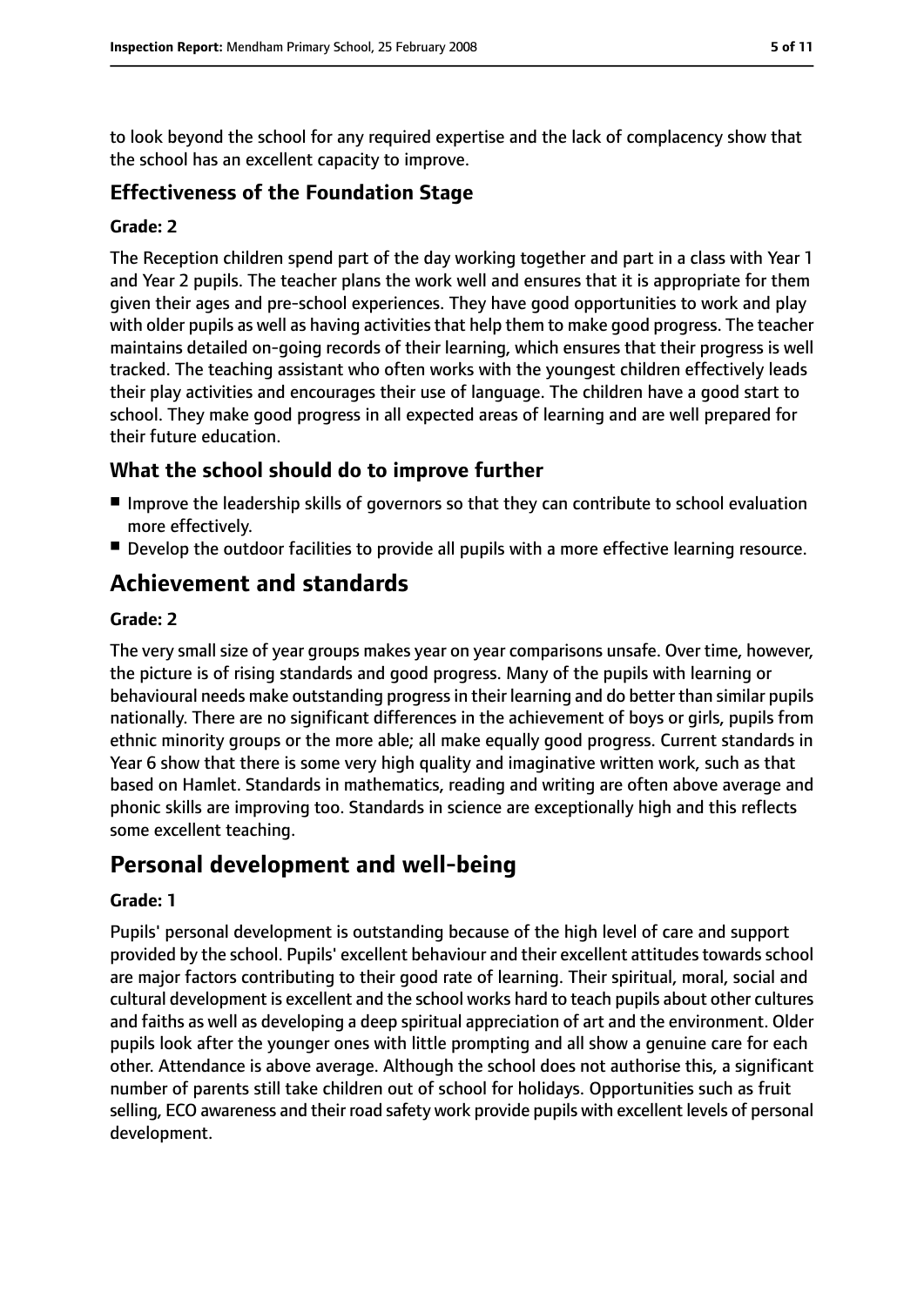to look beyond the school for any required expertise and the lack of complacency show that the school has an excellent capacity to improve.

### Effectiveness of the Foundation Stage

**Grade: 2**

The Reception children spend part of the day working together and part in a class with Year 1 and Year 2 pupils. The teacher plans the work well and ensures that it is appropriate for them given their ages and pre-school experiences. They have good opportunities to work and play with older pupils as well as having activities that help them to make good progress. The teacher maintains detailed on-going records of their learning, which ensures that their progress is well tracked. The teaching assistant who often works with the youngest children effectively leads their play activities and encourages their use of language. The children have a good start to school. They make good progress in all expected areas of learning and are well prepared for their future education.

### What the school should do to improve further

- Improve the leadership skills of governors so that they can contribute to school evaluation more effectively.
- Develop the outdoor facilities to provide all pupils with a more effective learning resource.

## Achievement and standards

**Grade: 2**

The very small size of year groups makes year on year comparisons unsafe. Over time, however, the picture is of rising standards and good progress. Many of the pupils with learning or behavioural needs make outstanding progress in their learning and do better than similar pupils nationally. There are no significant differences in the achievement of boys or girls, pupils from ethnic minority groups or the more able; all make equally good progress. Current standards in Year 6 show that there is some very high quality and imaginative written work, such as that based on Hamlet. Standards in mathematics, reading and writing are often above average and phonic skills are improving too. Standards in science are exceptionally high and this reflects some excellent teaching.

## Personal development and well-being

**Grade: 1**

Pupils' personal development is outstanding because of the high level of care and support provided by the school. Pupils' excellent behaviour and their excellent attitudes towards school are major factors contributing to their good rate of learning. Their spiritual, moral, social and cultural development is excellent and the school works hard to teach pupils about other cultures and faiths as well as developing a deep spiritual appreciation of art and the environment. Older pupils look after the younger ones with little prompting and all show a genuine care for each other. Attendance is above average. Although the school does not authorise this, a significant number of parents still take children out of school for holidays. Opportunities such as fruit selling, ECO awareness and their road safety work provide pupils with excellent levels of personal development.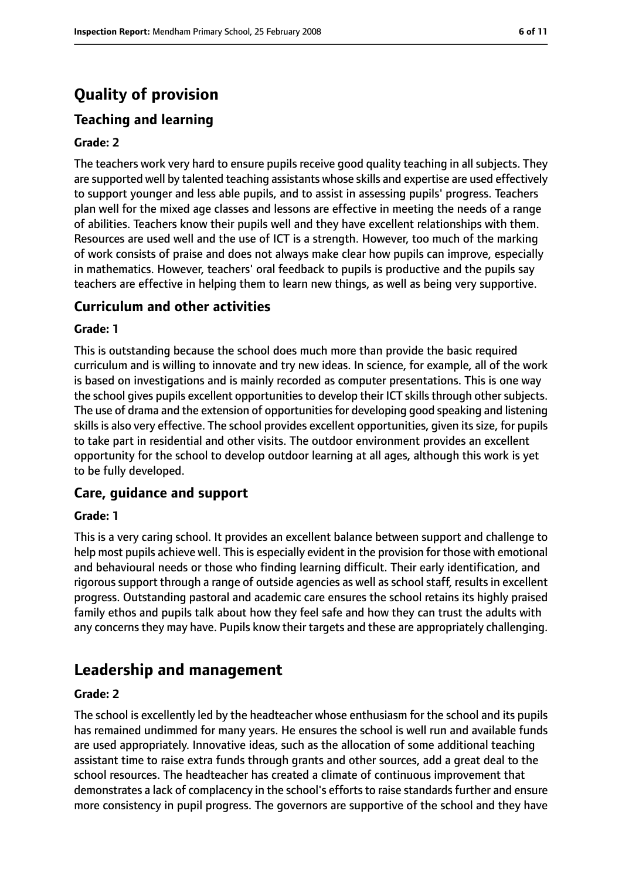# Quality of provision

## Teaching and learning

**Grade: 2**

The teachers work very hard to ensure pupils receive good quality teaching in all subjects. They are supported well by talented teaching assistants whose skills and expertise are used effectively to support younger and less able pupils, and to assist in assessing pupils' progress. Teachers plan well for the mixed age classes and lessons are effective in meeting the needs of a range of abilities. Teachers know their pupils well and they have excellent relationships with them. Resources are used well and the use of ICT is a strength. However, too much of the marking of work consists of praise and does not always make clear how pupils can improve, especially in mathematics. However, teachers' oral feedback to pupils is productive and the pupils say teachers are effective in helping them to learn new things, as well as being very supportive.

## Curriculum and other activities

**Grade: 1**

This is outstanding because the school does much more than provide the basic required curriculum and is willing to innovate and try new ideas. In science, for example, all of the work is based on investigations and is mainly recorded as computer presentations. This is one way the school gives pupils excellent opportunities to develop their ICT skills through other subjects. The use of drama and the extension of opportunities for developing good speaking and listening skills is also very effective. The school provides excellent opportunities, given its size, for pupils to take part in residential and other visits. The outdoor environment provides an excellent opportunity for the school to develop outdoor learning at all ages, although this work is yet to be fully developed.

## Care, guidance and support

**Grade: 1**

This is a very caring school. It provides an excellent balance between support and challenge to help most pupils achieve well. This is especially evident in the provision for those with emotional and behavioural needs or those who finding learning difficult. Their early identification, and rigorous support through a range of outside agencies as well as school staff, results in excellent progress. Outstanding pastoral and academic care ensures the school retains its highly praised family ethos and pupils talk about how they feel safe and how they can trust the adults with any concerns they may have. Pupils know their targets and these are appropriately challenging.

# Leadership and management

**Grade: 2**

The school is excellently led by the headteacher whose enthusiasm for the school and its pupils has remained undimmed for many years. He ensures the school is well run and available funds are used appropriately. Innovative ideas, such as the allocation of some additional teaching assistant time to raise extra funds through grants and other sources, add a great deal to the school resources. The headteacher has created a climate of continuous improvement that demonstrates a lack of complacency in the school's efforts to raise standards further and ensure more consistency in pupil progress. The governors are supportive of the school and they have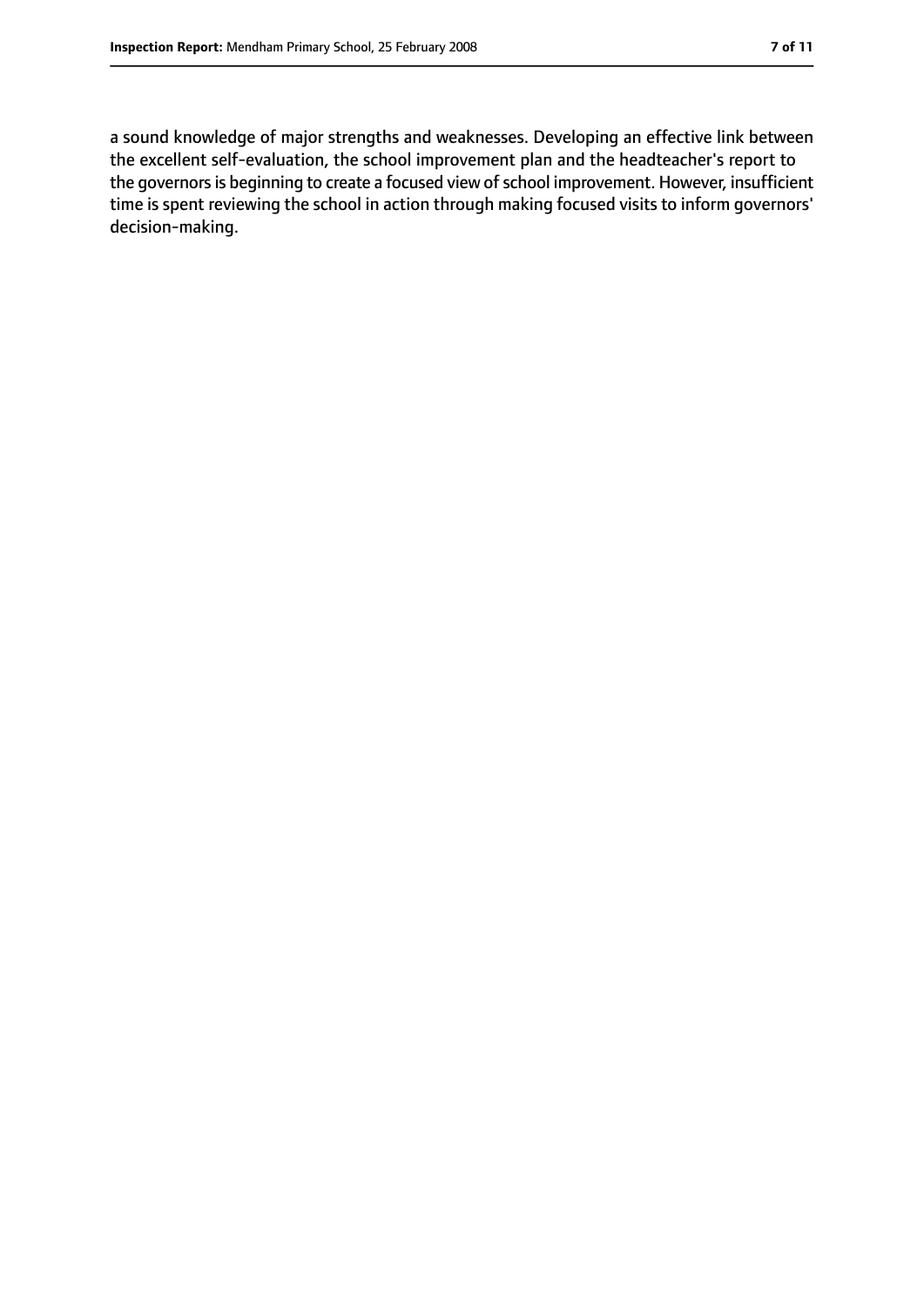a sound knowledge of major strengths and weaknesses. Developing an effective link between the excellent self-evaluation, the school improvement plan and the headteacher's report to the governors is beginning to create a focused view of school improvement. However, insufficient time is spent reviewing the school in action through making focused visits to inform governors' decision-making.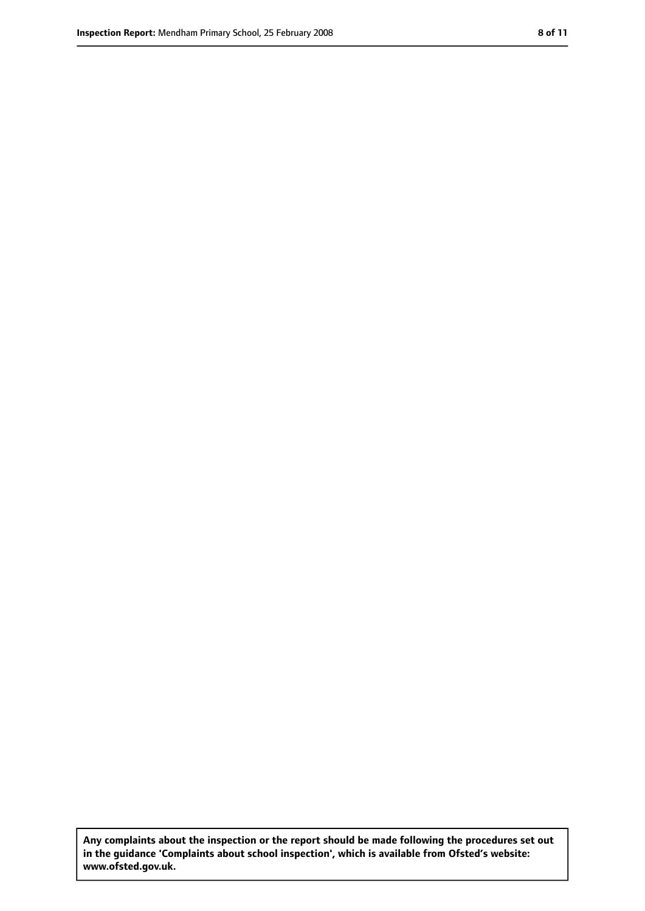**Any complaints about the inspection or the report should be made following the procedures set out in the guidance 'Complaints about school inspection', which is available from Ofsted's website: www.ofsted.gov.uk.**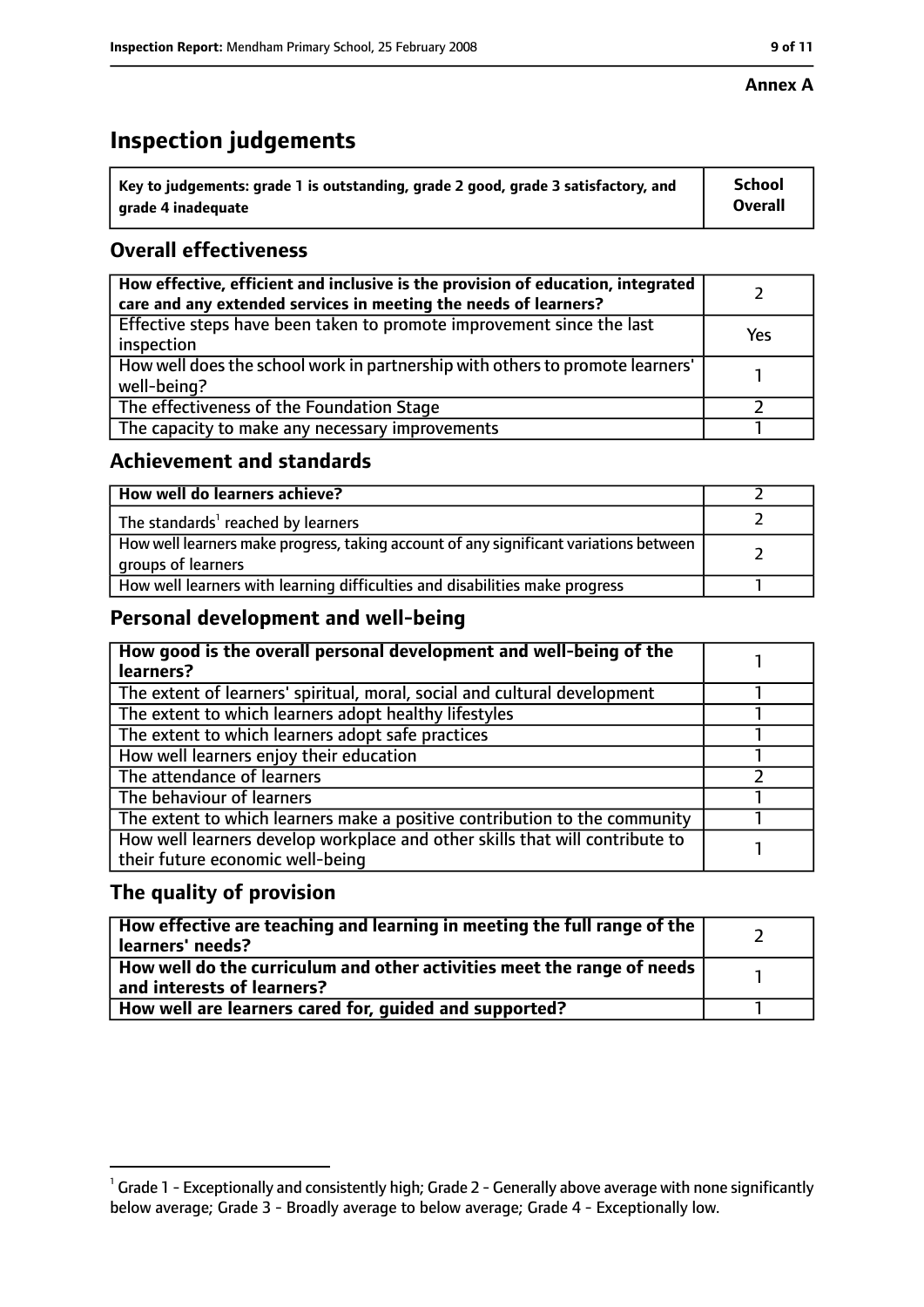**Annex A**

# Inspection judgements

| Key to judgements: grade 1 is outstanding, grade 2 good, grade 3 satisfactory, and grade 4 inadequate | School Overall |
|---|---|

## Overall effectiveness

| | |
|---|---|
| How effective, efficient and inclusive is the provision of education, integrated care and any extended services in meeting the needs of learners? | 2 |
| Effective steps have been taken to promote improvement since the last inspection | Yes |
| How well does the school work in partnership with others to promote learners' well-being? | 1 |
| The effectiveness of the Foundation Stage | 2 |
| The capacity to make any necessary improvements | 1 |

## Achievement and standards

| | |
|---|---|
| How well do learners achieve? | 2 |
| The standards[1] reached by learners | 2 |
| How well learners make progress, taking account of any significant variations between groups of learners | 2 |
| How well learners with learning difficulties and disabilities make progress | 1 |

## Personal development and well-being

| | |
|---|---|
| How good is the overall personal development and well-being of the learners? | 1 |
| The extent of learners' spiritual, moral, social and cultural development | 1 |
| The extent to which learners adopt healthy lifestyles | 1 |
| The extent to which learners adopt safe practices | 1 |
| How well learners enjoy their education | 1 |
| The attendance of learners | 2 |
| The behaviour of learners | 1 |
| The extent to which learners make a positive contribution to the community | 1 |
| How well learners develop workplace and other skills that will contribute to their future economic well-being | 1 |

## The quality of provision

| | |
|---|---|
| How effective are teaching and learning in meeting the full range of the learners' needs? | 2 |
| How well do the curriculum and other activities meet the range of needs and interests of learners? | 1 |
| How well are learners cared for, guided and supported? | 1 |

[1] Grade 1 - Exceptionally and consistently high; Grade 2 - Generally above average with none significantly below average; Grade 3 - Broadly average to below average; Grade 4 - Exceptionally low.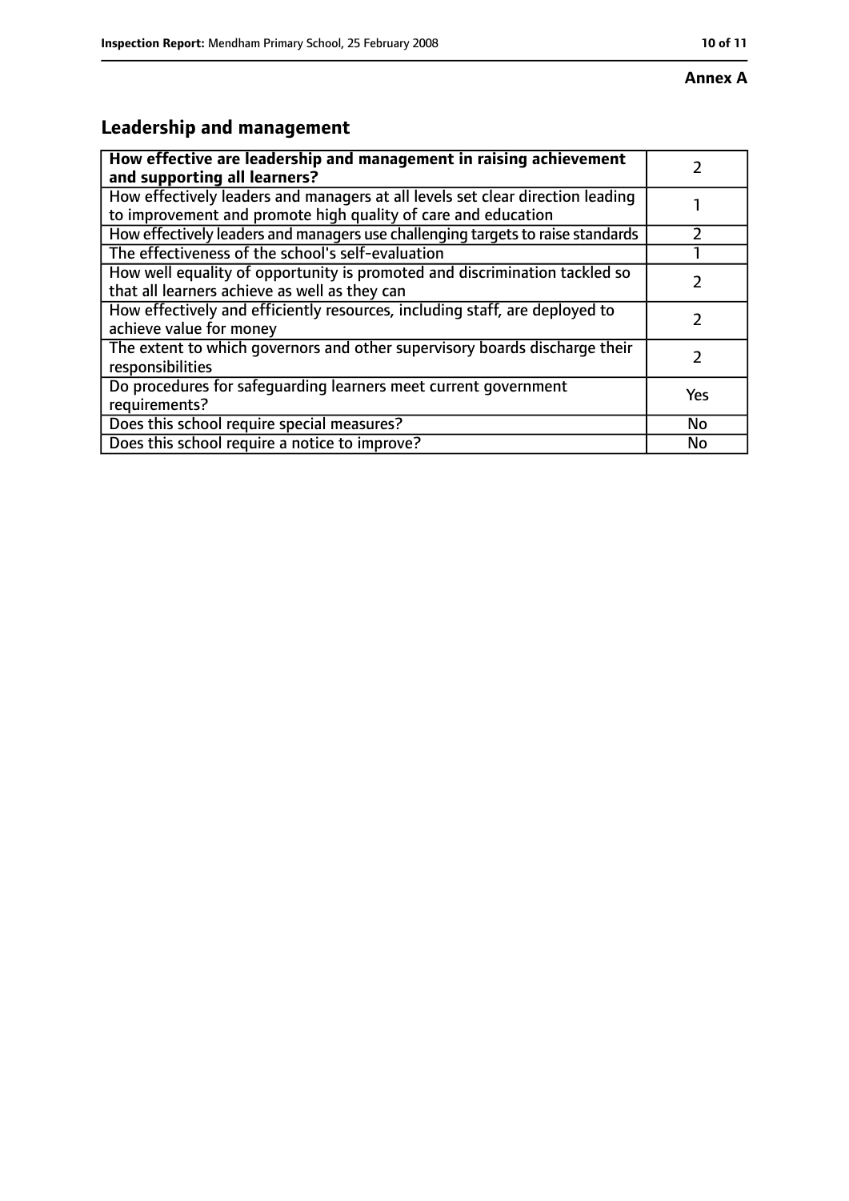**Annex A**

## Leadership and management

| **How effective are leadership and management in raising achievement and supporting all learners?** | 2 |
|---|---|
| How effectively leaders and managers at all levels set clear direction leading to improvement and promote high quality of care and education | 1 |
| How effectively leaders and managers use challenging targets to raise standards | 2 |
| The effectiveness of the school's self-evaluation | 1 |
| How well equality of opportunity is promoted and discrimination tackled so that all learners achieve as well as they can | 2 |
| How effectively and efficiently resources, including staff, are deployed to achieve value for money | 2 |
| The extent to which governors and other supervisory boards discharge their responsibilities | 2 |
| Do procedures for safeguarding learners meet current government requirements? | Yes |
| Does this school require special measures? | No |
| Does this school require a notice to improve? | No |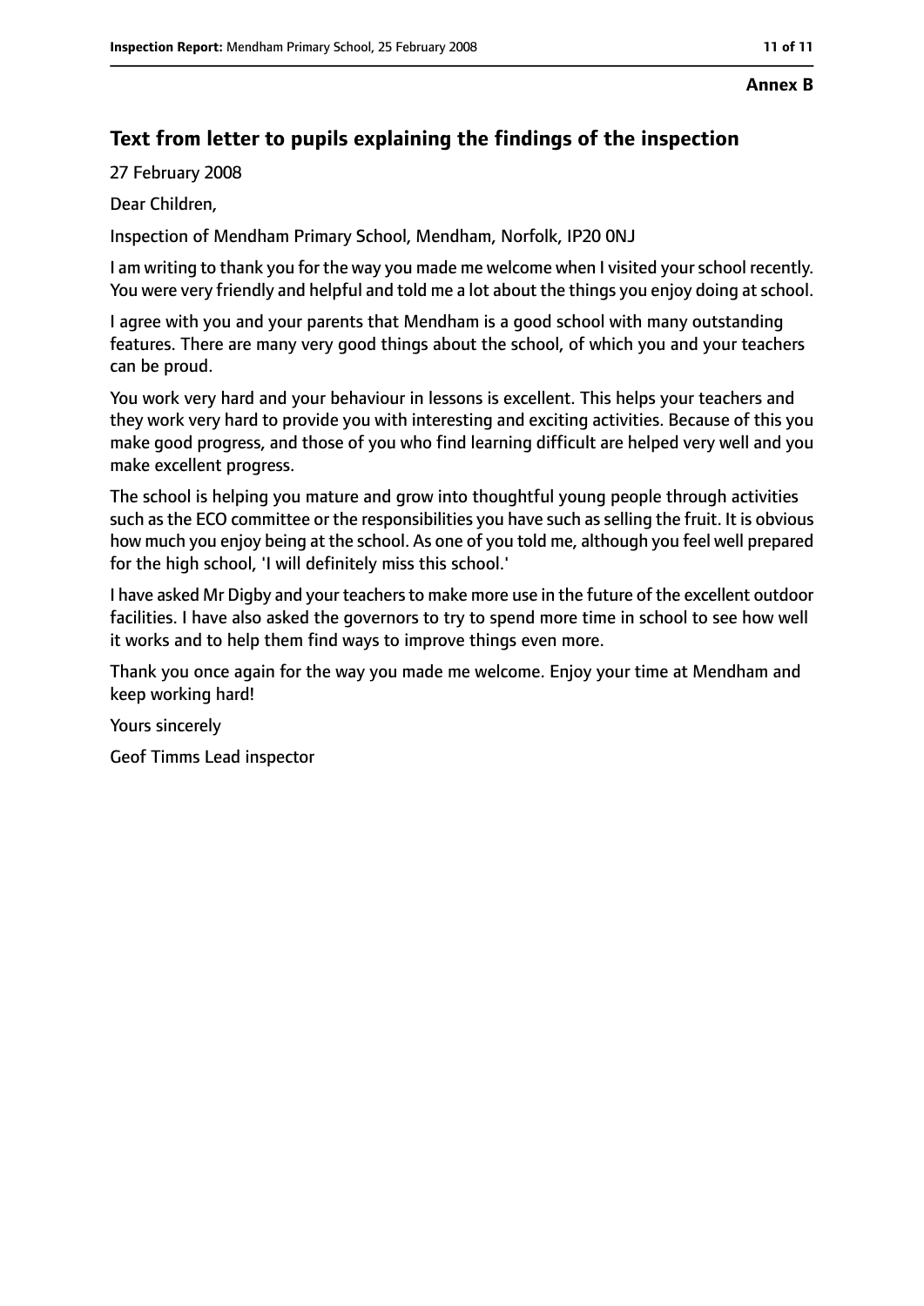**Annex B**

## Text from letter to pupils explaining the findings of the inspection

27 February 2008

Dear Children,

Inspection of Mendham Primary School, Mendham, Norfolk, IP20 0NJ

I am writing to thank you for the way you made me welcome when I visited your school recently. You were very friendly and helpful and told me a lot about the things you enjoy doing at school.

I agree with you and your parents that Mendham is a good school with many outstanding features. There are many very good things about the school, of which you and your teachers can be proud.

You work very hard and your behaviour in lessons is excellent. This helps your teachers and they work very hard to provide you with interesting and exciting activities. Because of this you make good progress, and those of you who find learning difficult are helped very well and you make excellent progress.

The school is helping you mature and grow into thoughtful young people through activities such as the ECO committee or the responsibilities you have such as selling the fruit. It is obvious how much you enjoy being at the school. As one of you told me, although you feel well prepared for the high school, 'I will definitely miss this school.'

I have asked Mr Digby and your teachers to make more use in the future of the excellent outdoor facilities. I have also asked the governors to try to spend more time in school to see how well it works and to help them find ways to improve things even more.

Thank you once again for the way you made me welcome. Enjoy your time at Mendham and keep working hard!

Yours sincerely

Geof Timms Lead inspector